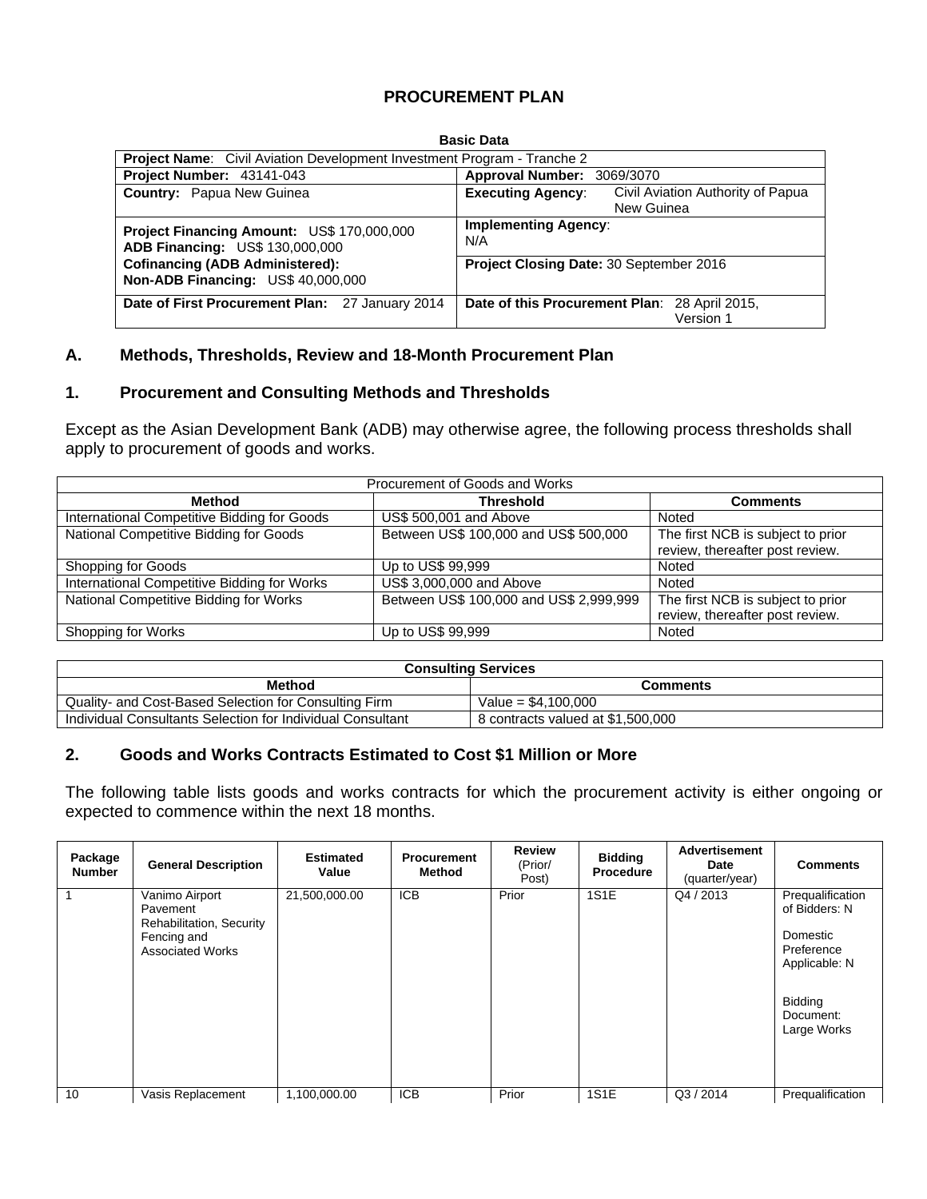# PROCUREMENT PLAN

**Basic Data**

| **Project Name**: Civil Aviation Development Investment Program - Tranche 2 | |
|---|---|
| **Project Number:** 43141-043 | **Approval Number:** 3069/3070 |
| **Country:** Papua New Guinea | **Executing Agency**: Civil Aviation Authority of Papua New Guinea |
| **Project Financing Amount:** US$ 170,000,000<br>**ADB Financing:** US$ 130,000,000<br>**Cofinancing (ADB Administered):**<br>**Non-ADB Financing:** US$ 40,000,000 | **Implementing Agency**: N/A<br><br>**Project Closing Date:** 30 September 2016 |
| **Date of First Procurement Plan:** 27 January 2014 | **Date of this Procurement Plan**: 28 April 2015, Version 1 |

## A. Methods, Thresholds, Review and 18-Month Procurement Plan

### 1. Procurement and Consulting Methods and Thresholds

Except as the Asian Development Bank (ADB) may otherwise agree, the following process thresholds shall apply to procurement of goods and works.

| Procurement of Goods and Works | | |
|---|---|---|
| **Method** | **Threshold** | **Comments** |
| International Competitive Bidding for Goods | US$ 500,001 and Above | Noted |
| National Competitive Bidding for Goods | Between US$ 100,000 and US$ 500,000 | The first NCB is subject to prior review, thereafter post review. |
| Shopping for Goods | Up to US$ 99,999 | Noted |
| International Competitive Bidding for Works | US$ 3,000,000 and Above | Noted |
| National Competitive Bidding for Works | Between US$ 100,000 and US$ 2,999,999 | The first NCB is subject to prior review, thereafter post review. |
| Shopping for Works | Up to US$ 99,999 | Noted |

| **Consulting Services** | |
|---|---|
| **Method** | **Comments** |
| Quality- and Cost-Based Selection for Consulting Firm | Value = $4,100,000 |
| Individual Consultants Selection for Individual Consultant | 8 contracts valued at $1,500,000 |

### 2. Goods and Works Contracts Estimated to Cost $1 Million or More

The following table lists goods and works contracts for which the procurement activity is either ongoing or expected to commence within the next 18 months.

| Package Number | General Description | Estimated Value | Procurement Method | Review (Prior/ Post) | Bidding Procedure | Advertisement Date (quarter/year) | Comments |
|---|---|---|---|---|---|---|---|
| 1 | Vanimo Airport Pavement Rehabilitation, Security Fencing and Associated Works | 21,500,000.00 | ICB | Prior | 1S1E | Q4 / 2013 | Prequalification of Bidders: N<br><br>Domestic Preference Applicable: N<br><br>Bidding Document: Large Works |
| 10 | Vasis Replacement | 1,100,000.00 | ICB | Prior | 1S1E | Q3 / 2014 | Prequalification |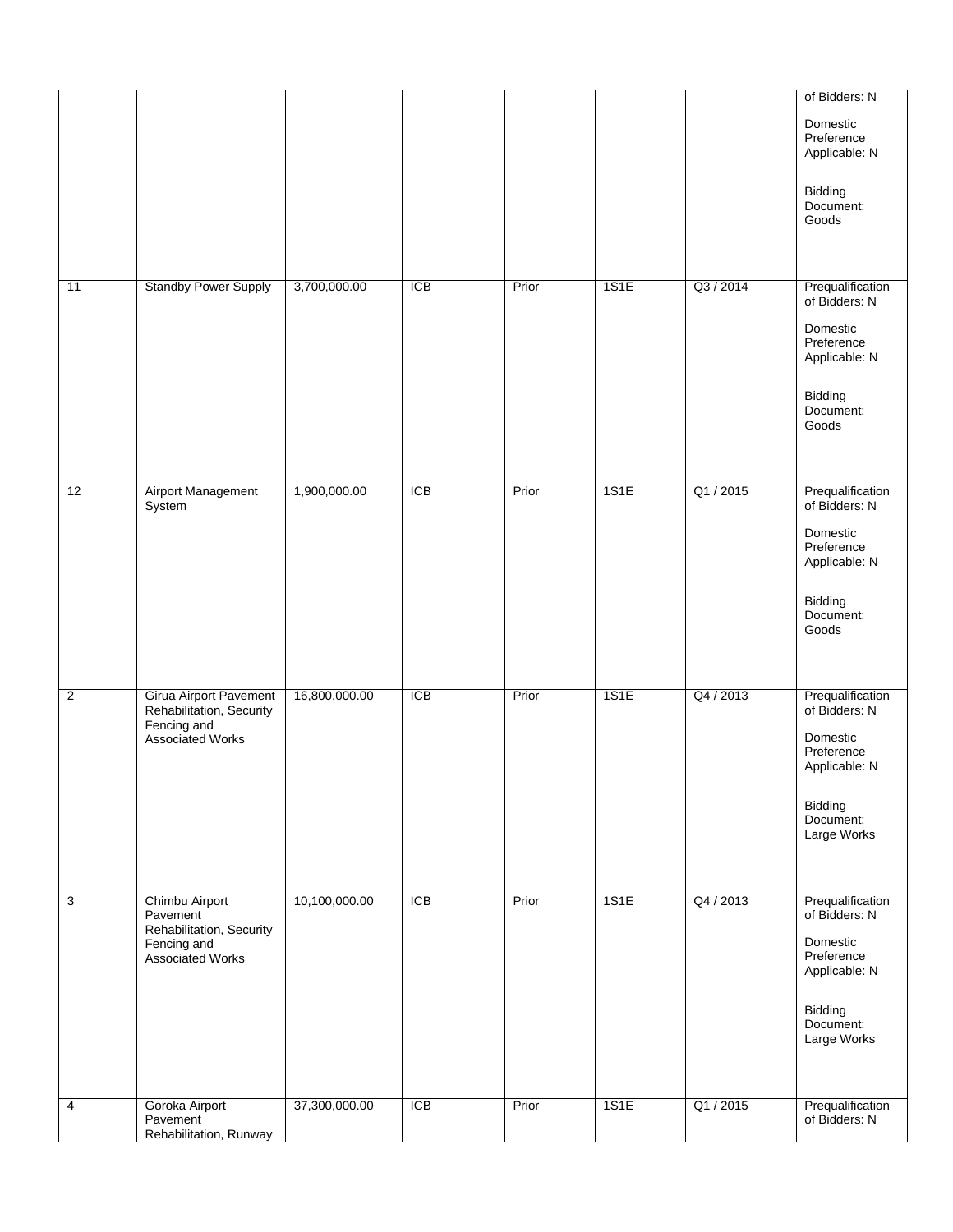| | | | | | | | |
|---|---|---|---|---|---|---|---|
| | | | | | | | of Bidders: N<br><br>Domestic Preference Applicable: N<br><br>Bidding Document: Goods |
| 11 | Standby Power Supply | 3,700,000.00 | ICB | Prior | 1S1E | Q3 / 2014 | Prequalification of Bidders: N<br><br>Domestic Preference Applicable: N<br><br>Bidding Document: Goods |
| 12 | Airport Management System | 1,900,000.00 | ICB | Prior | 1S1E | Q1 / 2015 | Prequalification of Bidders: N<br><br>Domestic Preference Applicable: N<br><br>Bidding Document: Goods |
| 2 | Girua Airport Pavement Rehabilitation, Security Fencing and Associated Works | 16,800,000.00 | ICB | Prior | 1S1E | Q4 / 2013 | Prequalification of Bidders: N<br><br>Domestic Preference Applicable: N<br><br>Bidding Document: Large Works |
| 3 | Chimbu Airport Pavement Rehabilitation, Security Fencing and Associated Works | 10,100,000.00 | ICB | Prior | 1S1E | Q4 / 2013 | Prequalification of Bidders: N<br><br>Domestic Preference Applicable: N<br><br>Bidding Document: Large Works |
| 4 | Goroka Airport Pavement Rehabilitation, Runway | 37,300,000.00 | ICB | Prior | 1S1E | Q1 / 2015 | Prequalification of Bidders: N |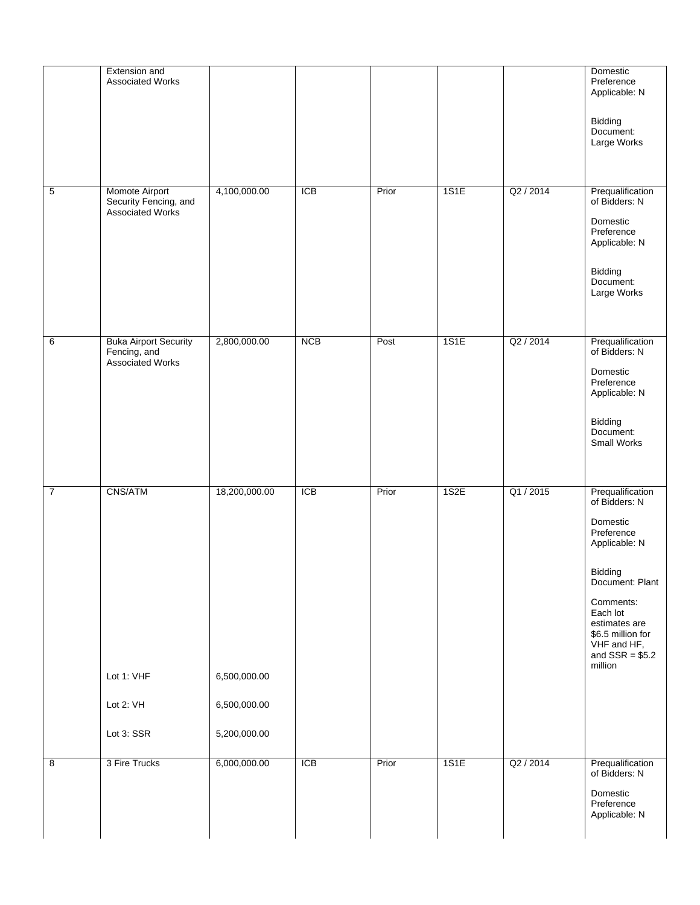| | | | | | | | |
|---|---|---|---|---|---|---|---|
| | Extension and Associated Works | | | | | | Domestic Preference Applicable: N<br><br>Bidding Document: Large Works |
| 5 | Momote Airport Security Fencing, and Associated Works | 4,100,000.00 | ICB | Prior | 1S1E | Q2 / 2014 | Prequalification of Bidders: N<br><br>Domestic Preference Applicable: N<br><br>Bidding Document: Large Works |
| 6 | Buka Airport Security Fencing, and Associated Works | 2,800,000.00 | NCB | Post | 1S1E | Q2 / 2014 | Prequalification of Bidders: N<br><br>Domestic Preference Applicable: N<br><br>Bidding Document: Small Works |
| 7 | CNS/ATM<br><br>Lot 1: VHF<br><br>Lot 2: VH<br><br>Lot 3: SSR | 18,200,000.00<br><br>6,500,000.00<br><br>6,500,000.00<br><br>5,200,000.00 | ICB | Prior | 1S2E | Q1 / 2015 | Prequalification of Bidders: N<br><br>Domestic Preference Applicable: N<br><br>Bidding Document: Plant<br><br>Comments: Each lot estimates are $6.5 million for VHF and HF, and SSR = $5.2 million |
| 8 | 3 Fire Trucks | 6,000,000.00 | ICB | Prior | 1S1E | Q2 / 2014 | Prequalification of Bidders: N<br><br>Domestic Preference Applicable: N |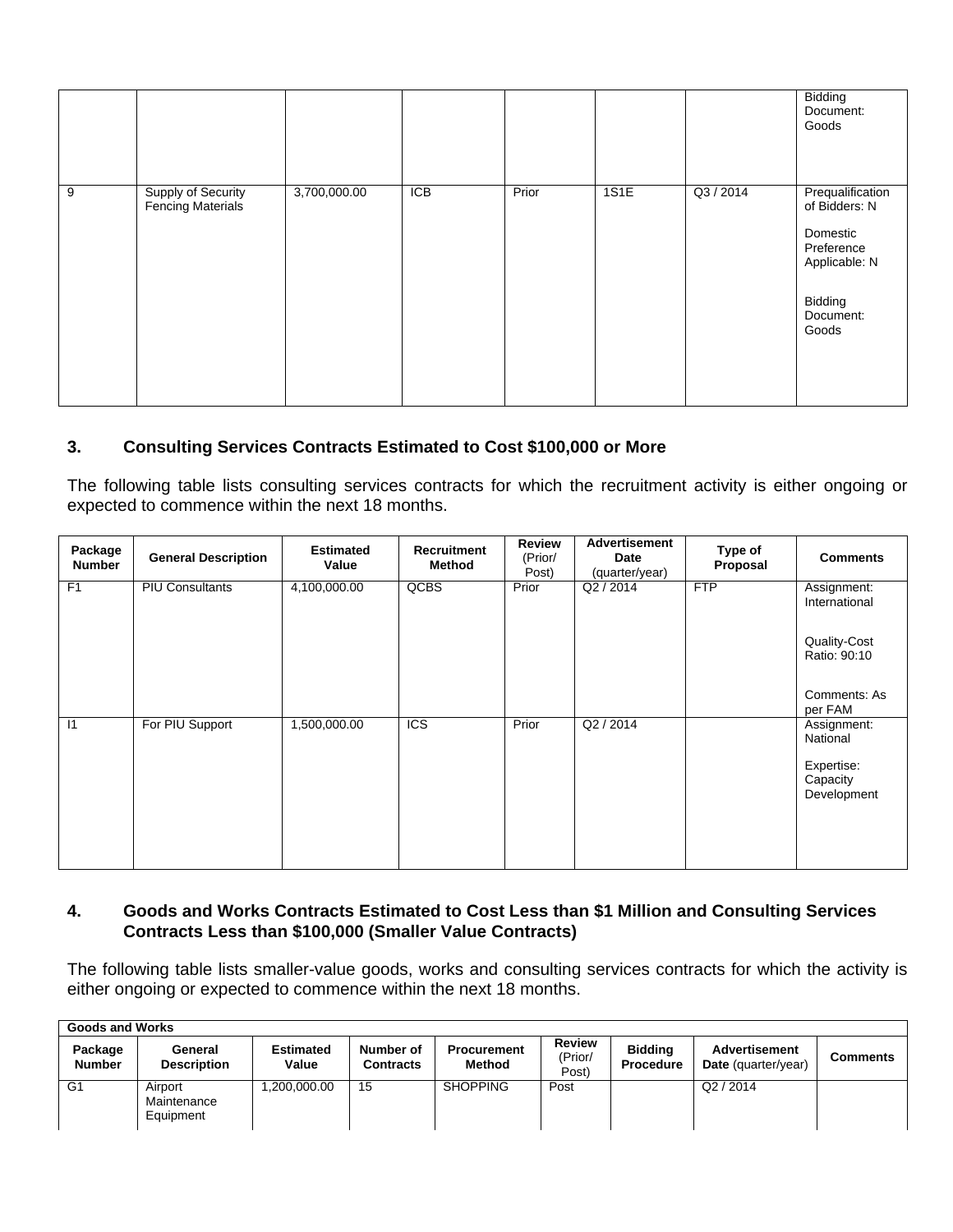| | | | | | | | |
|---|---|---|---|---|---|---|---|
| | | | | | | | Bidding Document: Goods |
| 9 | Supply of Security Fencing Materials | 3,700,000.00 | ICB | Prior | 1S1E | Q3 / 2014 | Prequalification of Bidders: N<br><br>Domestic Preference Applicable: N<br><br>Bidding Document: Goods |

### 3. Consulting Services Contracts Estimated to Cost $100,000 or More

The following table lists consulting services contracts for which the recruitment activity is either ongoing or expected to commence within the next 18 months.

| Package Number | General Description | Estimated Value | Recruitment Method | Review (Prior/ Post) | Advertisement Date (quarter/year) | Type of Proposal | Comments |
|---|---|---|---|---|---|---|---|
| F1 | PIU Consultants | 4,100,000.00 | QCBS | Prior | Q2 / 2014 | FTP | Assignment: International<br><br>Quality-Cost Ratio: 90:10<br><br>Comments: As per FAM |
| I1 | For PIU Support | 1,500,000.00 | ICS | Prior | Q2 / 2014 | | Assignment: National<br><br>Expertise: Capacity Development |

### 4. Goods and Works Contracts Estimated to Cost Less than $1 Million and Consulting Services Contracts Less than $100,000 (Smaller Value Contracts)

The following table lists smaller-value goods, works and consulting services contracts for which the activity is either ongoing or expected to commence within the next 18 months.

| **Goods and Works** | | | | | | | | |
|---|---|---|---|---|---|---|---|---|
| **Package Number** | **General Description** | **Estimated Value** | **Number of Contracts** | **Procurement Method** | **Review** (Prior/ Post) | **Bidding Procedure** | **Advertisement Date** (quarter/year) | **Comments** |
| G1 | Airport Maintenance Equipment | 1,200,000.00 | 15 | SHOPPING | Post | | Q2 / 2014 | |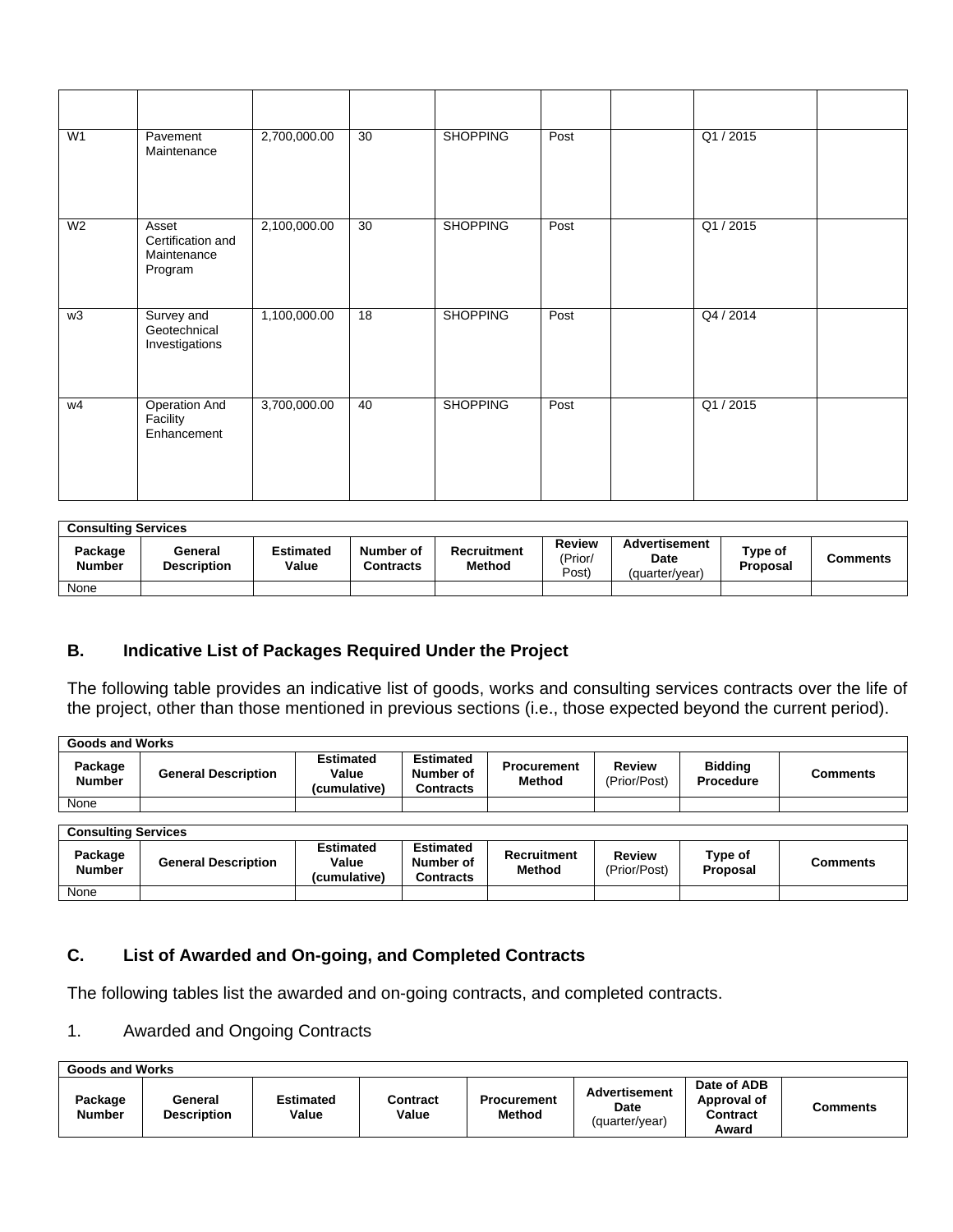| | | | | | | | | |
|---|---|---|---|---|---|---|---|---|
| W1 | Pavement Maintenance | 2,700,000.00 | 30 | SHOPPING | Post | | Q1 / 2015 | |
| W2 | Asset Certification and Maintenance Program | 2,100,000.00 | 30 | SHOPPING | Post | | Q1 / 2015 | |
| w3 | Survey and Geotechnical Investigations | 1,100,000.00 | 18 | SHOPPING | Post | | Q4 / 2014 | |
| w4 | Operation And Facility Enhancement | 3,700,000.00 | 40 | SHOPPING | Post | | Q1 / 2015 | |

| Consulting Services | | | | | | | | |
|---|---|---|---|---|---|---|---|---|
| **Package Number** | **General Description** | **Estimated Value** | **Number of Contracts** | **Recruitment Method** | **Review** (Prior/ Post) | **Advertisement Date** (quarter/year) | **Type of Proposal** | **Comments** |
| None | | | | | | | | |

## B. Indicative List of Packages Required Under the Project

The following table provides an indicative list of goods, works and consulting services contracts over the life of the project, other than those mentioned in previous sections (i.e., those expected beyond the current period).

| Goods and Works | | | | | | | |
|---|---|---|---|---|---|---|---|
| **Package Number** | **General Description** | **Estimated Value (cumulative)** | **Estimated Number of Contracts** | **Procurement Method** | **Review** (Prior/Post) | **Bidding Procedure** | **Comments** |
| None | | | | | | | |

| Consulting Services | | | | | | | |
|---|---|---|---|---|---|---|---|
| **Package Number** | **General Description** | **Estimated Value (cumulative)** | **Estimated Number of Contracts** | **Recruitment Method** | **Review** (Prior/Post) | **Type of Proposal** | **Comments** |
| None | | | | | | | |

## C. List of Awarded and On-going, and Completed Contracts

The following tables list the awarded and on-going contracts, and completed contracts.

1. Awarded and Ongoing Contracts

| Goods and Works | | | | | | | |
|---|---|---|---|---|---|---|---|
| **Package Number** | **General Description** | **Estimated Value** | **Contract Value** | **Procurement Method** | **Advertisement Date** (quarter/year) | **Date of ADB Approval of Contract Award** | **Comments** |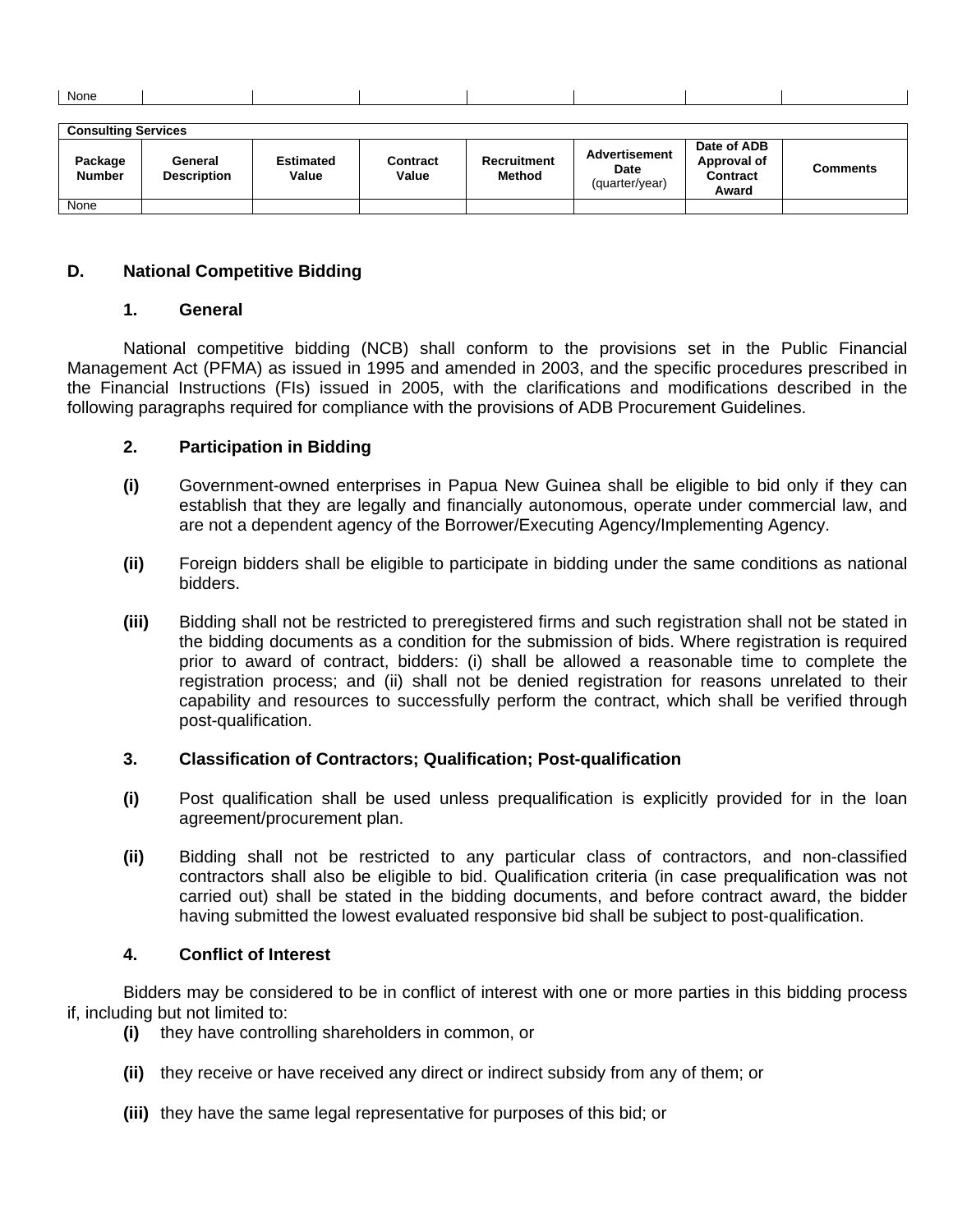| None | | | | | | | |
|---|---|---|---|---|---|---|---|

| Consulting Services | | | | | | | |
|---|---|---|---|---|---|---|---|
| **Package Number** | **General Description** | **Estimated Value** | **Contract Value** | **Recruitment Method** | **Advertisement Date** (quarter/year) | **Date of ADB Approval of Contract Award** | **Comments** |
| None | | | | | | | |

## D. National Competitive Bidding

### 1. General

National competitive bidding (NCB) shall conform to the provisions set in the Public Financial Management Act (PFMA) as issued in 1995 and amended in 2003, and the specific procedures prescribed in the Financial Instructions (FIs) issued in 2005, with the clarifications and modifications described in the following paragraphs required for compliance with the provisions of ADB Procurement Guidelines.

### 2. Participation in Bidding

**(i)** Government-owned enterprises in Papua New Guinea shall be eligible to bid only if they can establish that they are legally and financially autonomous, operate under commercial law, and are not a dependent agency of the Borrower/Executing Agency/Implementing Agency.

**(ii)** Foreign bidders shall be eligible to participate in bidding under the same conditions as national bidders.

**(iii)** Bidding shall not be restricted to preregistered firms and such registration shall not be stated in the bidding documents as a condition for the submission of bids. Where registration is required prior to award of contract, bidders: (i) shall be allowed a reasonable time to complete the registration process; and (ii) shall not be denied registration for reasons unrelated to their capability and resources to successfully perform the contract, which shall be verified through post-qualification.

### 3. Classification of Contractors; Qualification; Post-qualification

**(i)** Post qualification shall be used unless prequalification is explicitly provided for in the loan agreement/procurement plan.

**(ii)** Bidding shall not be restricted to any particular class of contractors, and non-classified contractors shall also be eligible to bid. Qualification criteria (in case prequalification was not carried out) shall be stated in the bidding documents, and before contract award, the bidder having submitted the lowest evaluated responsive bid shall be subject to post-qualification.

### 4. Conflict of Interest

Bidders may be considered to be in conflict of interest with one or more parties in this bidding process if, including but not limited to:

**(i)** they have controlling shareholders in common, or

**(ii)** they receive or have received any direct or indirect subsidy from any of them; or

**(iii)** they have the same legal representative for purposes of this bid; or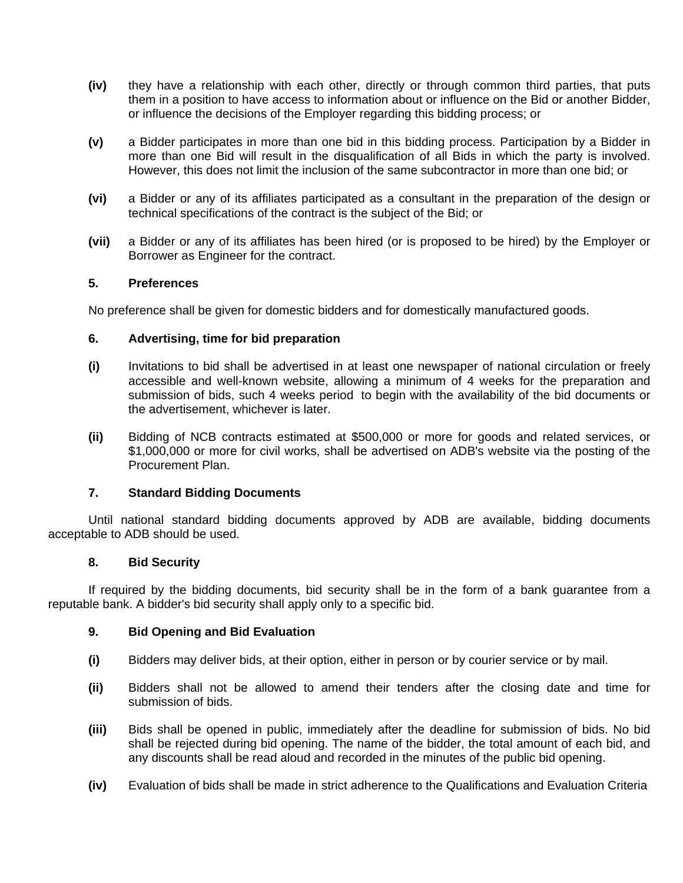**(iv)** they have a relationship with each other, directly or through common third parties, that puts them in a position to have access to information about or influence on the Bid or another Bidder, or influence the decisions of the Employer regarding this bidding process; or

**(v)** a Bidder participates in more than one bid in this bidding process. Participation by a Bidder in more than one Bid will result in the disqualification of all Bids in which the party is involved. However, this does not limit the inclusion of the same subcontractor in more than one bid; or

**(vi)** a Bidder or any of its affiliates participated as a consultant in the preparation of the design or technical specifications of the contract is the subject of the Bid; or

**(vii)** a Bidder or any of its affiliates has been hired (or is proposed to be hired) by the Employer or Borrower as Engineer for the contract.

### 5. Preferences

No preference shall be given for domestic bidders and for domestically manufactured goods.

### 6. Advertising, time for bid preparation

**(i)** Invitations to bid shall be advertised in at least one newspaper of national circulation or freely accessible and well-known website, allowing a minimum of 4 weeks for the preparation and submission of bids, such 4 weeks period to begin with the availability of the bid documents or the advertisement, whichever is later.

**(ii)** Bidding of NCB contracts estimated at $500,000 or more for goods and related services, or $1,000,000 or more for civil works, shall be advertised on ADB's website via the posting of the Procurement Plan.

### 7. Standard Bidding Documents

Until national standard bidding documents approved by ADB are available, bidding documents acceptable to ADB should be used.

### 8. Bid Security

If required by the bidding documents, bid security shall be in the form of a bank guarantee from a reputable bank. A bidder's bid security shall apply only to a specific bid.

### 9. Bid Opening and Bid Evaluation

**(i)** Bidders may deliver bids, at their option, either in person or by courier service or by mail.

**(ii)** Bidders shall not be allowed to amend their tenders after the closing date and time for submission of bids.

**(iii)** Bids shall be opened in public, immediately after the deadline for submission of bids. No bid shall be rejected during bid opening. The name of the bidder, the total amount of each bid, and any discounts shall be read aloud and recorded in the minutes of the public bid opening.

**(iv)** Evaluation of bids shall be made in strict adherence to the Qualifications and Evaluation Criteria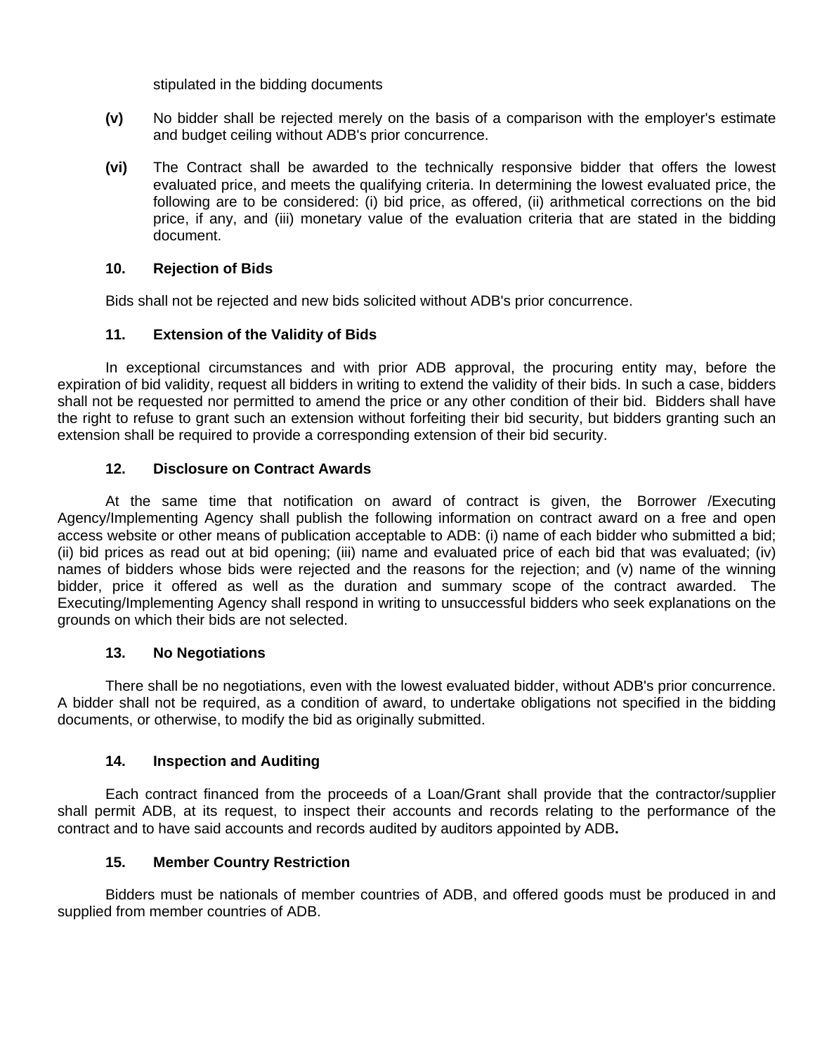stipulated in the bidding documents

**(v)** No bidder shall be rejected merely on the basis of a comparison with the employer's estimate and budget ceiling without ADB's prior concurrence.

**(vi)** The Contract shall be awarded to the technically responsive bidder that offers the lowest evaluated price, and meets the qualifying criteria. In determining the lowest evaluated price, the following are to be considered: (i) bid price, as offered, (ii) arithmetical corrections on the bid price, if any, and (iii) monetary value of the evaluation criteria that are stated in the bidding document.

### 10. Rejection of Bids

Bids shall not be rejected and new bids solicited without ADB's prior concurrence.

### 11. Extension of the Validity of Bids

In exceptional circumstances and with prior ADB approval, the procuring entity may, before the expiration of bid validity, request all bidders in writing to extend the validity of their bids. In such a case, bidders shall not be requested nor permitted to amend the price or any other condition of their bid. Bidders shall have the right to refuse to grant such an extension without forfeiting their bid security, but bidders granting such an extension shall be required to provide a corresponding extension of their bid security.

### 12. Disclosure on Contract Awards

At the same time that notification on award of contract is given, the Borrower /Executing Agency/Implementing Agency shall publish the following information on contract award on a free and open access website or other means of publication acceptable to ADB: (i) name of each bidder who submitted a bid; (ii) bid prices as read out at bid opening; (iii) name and evaluated price of each bid that was evaluated; (iv) names of bidders whose bids were rejected and the reasons for the rejection; and (v) name of the winning bidder, price it offered as well as the duration and summary scope of the contract awarded. The Executing/Implementing Agency shall respond in writing to unsuccessful bidders who seek explanations on the grounds on which their bids are not selected.

### 13. No Negotiations

There shall be no negotiations, even with the lowest evaluated bidder, without ADB's prior concurrence. A bidder shall not be required, as a condition of award, to undertake obligations not specified in the bidding documents, or otherwise, to modify the bid as originally submitted.

### 14. Inspection and Auditing

Each contract financed from the proceeds of a Loan/Grant shall provide that the contractor/supplier shall permit ADB, at its request, to inspect their accounts and records relating to the performance of the contract and to have said accounts and records audited by auditors appointed by ADB**.**

### 15. Member Country Restriction

Bidders must be nationals of member countries of ADB, and offered goods must be produced in and supplied from member countries of ADB.